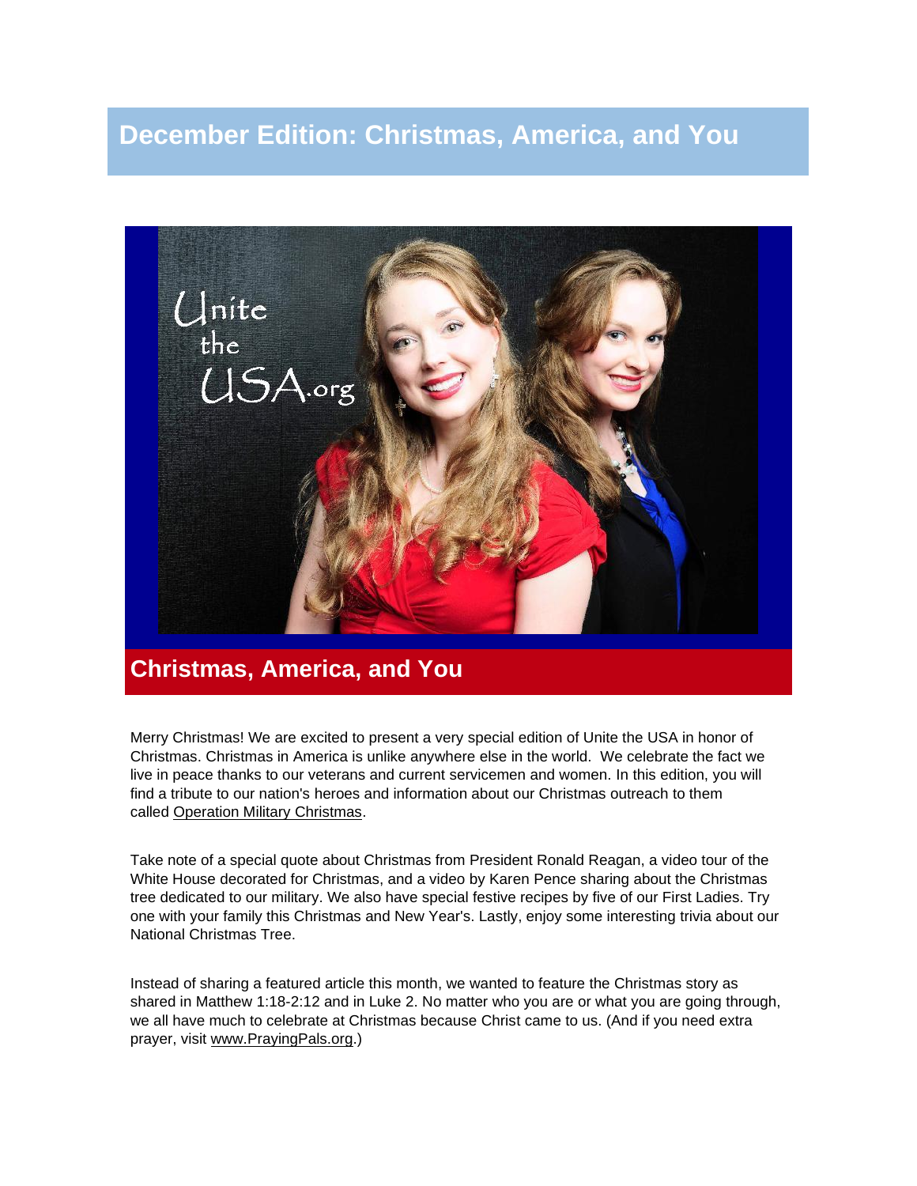# December Edition: Christmas, America, and You

## Christmas, America, and You

Merry Christmas! We are excited to present a very special edition of Unite the USA in honor of Christmas. Christmas in America is unlike anywhere else in the world. We celebrate the fact we live in peace thanks to our veterans and current servicemen and women. In this edition, you will find a tribute to our nation's heroes and information about our Christmas outreach to them called Operation Military Christmas.

Take note of a special quote about Christmas from President Ronald Reagan, a video tour of the White House decorated for Christmas, and a video by Karen Pence sharing about the Christmas tree dedicated to our military. We also have special festive recipes by five of our First Ladies. Try one with your family this Christmas and New Year's. Lastly, enjoy some interesting trivia about our National Christmas Tree.

Instead of sharing a featured article this month, we wanted to feature the Christmas story as shared in Matthew 1:18-2:12 and in Luke 2. No matter who you are or what you are going through, we all have much to celebrate at Christmas because Christ came to us. (And if you need extra prayer, visit www.PrayingPals.org.)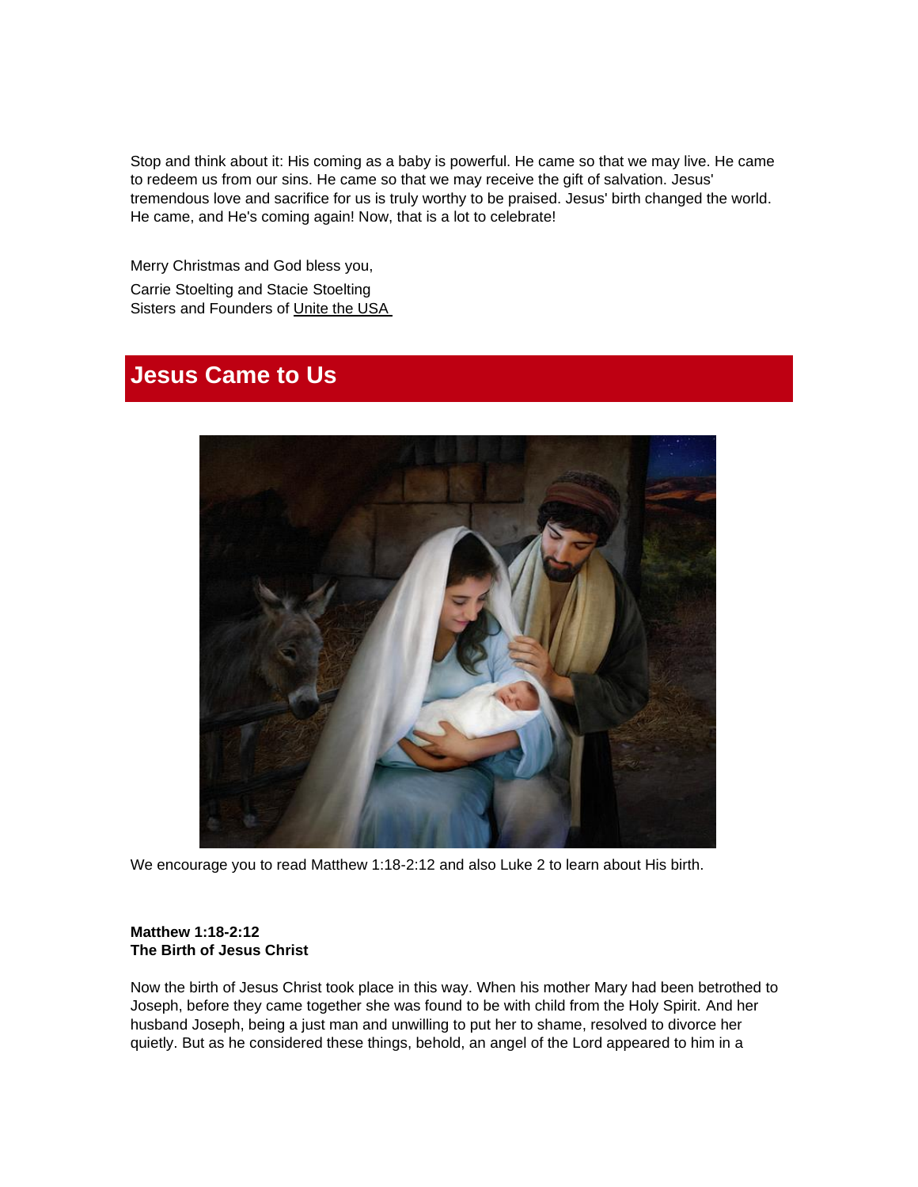Stop and think about it: His coming as a baby is powerful. He came so that we may live. He came to redeem us from our sins. He came so that we may receive the gift of salvation. Jesus' tremendous love and sacrifice for us is truly worthy to be praised. Jesus' birth changed the world. He came, and He's coming again! Now, that is a lot to celebrate!

Merry Christmas and God bless you,

Carrie Stoelting and Stacie Stoelting
Sisters and Founders of Unite the USA

## Jesus Came to Us

We encourage you to read Matthew 1:18-2:12 and also Luke 2 to learn about His birth.

**Matthew 1:18-2:12**
**The Birth of Jesus Christ**

Now the birth of Jesus Christ took place in this way. When his mother Mary had been betrothed to Joseph, before they came together she was found to be with child from the Holy Spirit. And her husband Joseph, being a just man and unwilling to put her to shame, resolved to divorce her quietly. But as he considered these things, behold, an angel of the Lord appeared to him in a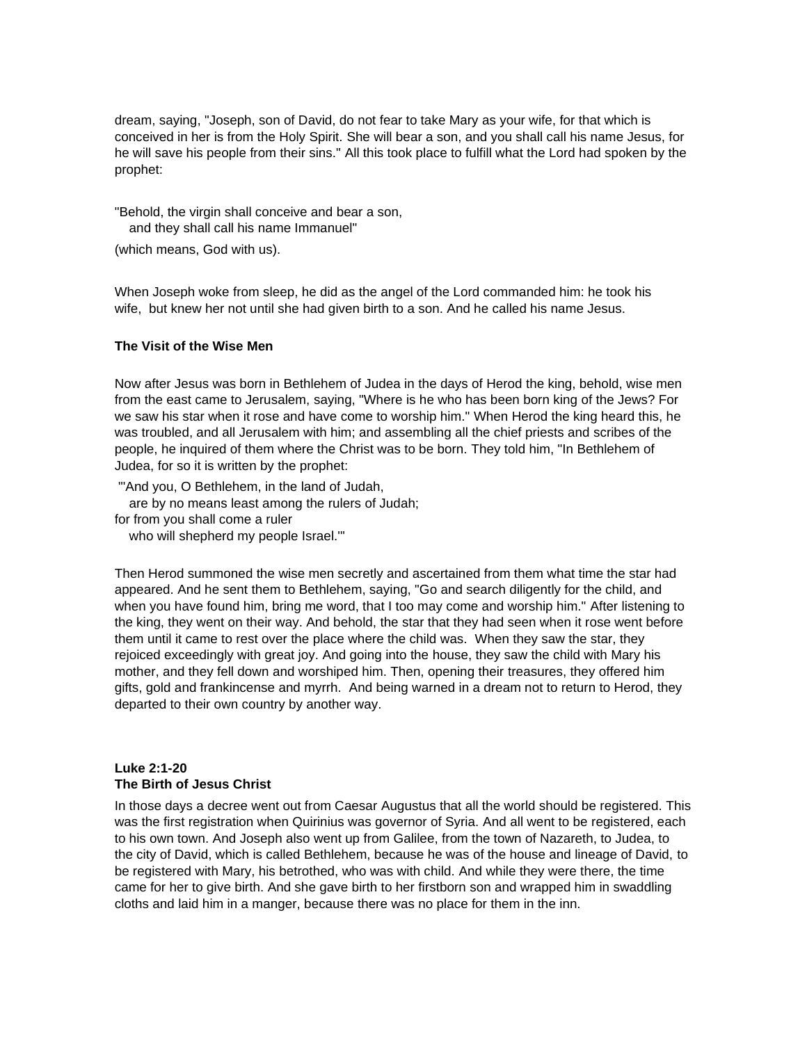dream, saying, "Joseph, son of David, do not fear to take Mary as your wife, for that which is conceived in her is from the Holy Spirit. She will bear a son, and you shall call his name Jesus, for he will save his people from their sins." All this took place to fulfill what the Lord had spoken by the prophet:

"Behold, the virgin shall conceive and bear a son,
   and they shall call his name Immanuel"

(which means, God with us).

When Joseph woke from sleep, he did as the angel of the Lord commanded him: he took his wife, but knew her not until she had given birth to a son. And he called his name Jesus.

**The Visit of the Wise Men**

Now after Jesus was born in Bethlehem of Judea in the days of Herod the king, behold, wise men from the east came to Jerusalem, saying, "Where is he who has been born king of the Jews? For we saw his star when it rose and have come to worship him." When Herod the king heard this, he was troubled, and all Jerusalem with him; and assembling all the chief priests and scribes of the people, he inquired of them where the Christ was to be born. They told him, "In Bethlehem of Judea, for so it is written by the prophet:

"'And you, O Bethlehem, in the land of Judah,
   are by no means least among the rulers of Judah;
for from you shall come a ruler
   who will shepherd my people Israel.'"

Then Herod summoned the wise men secretly and ascertained from them what time the star had appeared. And he sent them to Bethlehem, saying, "Go and search diligently for the child, and when you have found him, bring me word, that I too may come and worship him." After listening to the king, they went on their way. And behold, the star that they had seen when it rose went before them until it came to rest over the place where the child was. When they saw the star, they rejoiced exceedingly with great joy. And going into the house, they saw the child with Mary his mother, and they fell down and worshiped him. Then, opening their treasures, they offered him gifts, gold and frankincense and myrrh. And being warned in a dream not to return to Herod, they departed to their own country by another way.

**Luke 2:1-20**
**The Birth of Jesus Christ**

In those days a decree went out from Caesar Augustus that all the world should be registered. This was the first registration when Quirinius was governor of Syria. And all went to be registered, each to his own town. And Joseph also went up from Galilee, from the town of Nazareth, to Judea, to the city of David, which is called Bethlehem, because he was of the house and lineage of David, to be registered with Mary, his betrothed, who was with child. And while they were there, the time came for her to give birth. And she gave birth to her firstborn son and wrapped him in swaddling cloths and laid him in a manger, because there was no place for them in the inn.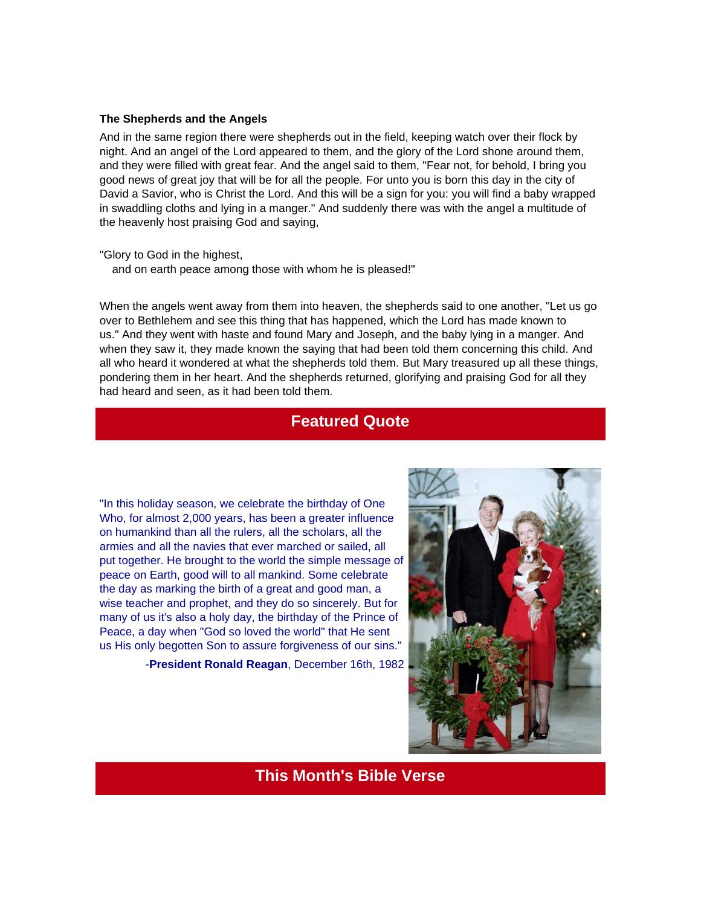**The Shepherds and the Angels**

And in the same region there were shepherds out in the field, keeping watch over their flock by night. And an angel of the Lord appeared to them, and the glory of the Lord shone around them, and they were filled with great fear. And the angel said to them, "Fear not, for behold, I bring you good news of great joy that will be for all the people. For unto you is born this day in the city of David a Savior, who is Christ the Lord. And this will be a sign for you: you will find a baby wrapped in swaddling cloths and lying in a manger." And suddenly there was with the angel a multitude of the heavenly host praising God and saying,

"Glory to God in the highest,
and on earth peace among those with whom he is pleased!"

When the angels went away from them into heaven, the shepherds said to one another, "Let us go over to Bethlehem and see this thing that has happened, which the Lord has made known to us." And they went with haste and found Mary and Joseph, and the baby lying in a manger. And when they saw it, they made known the saying that had been told them concerning this child. And all who heard it wondered at what the shepherds told them. But Mary treasured up all these things, pondering them in her heart. And the shepherds returned, glorifying and praising God for all they had heard and seen, as it had been told them.

## Featured Quote

"In this holiday season, we celebrate the birthday of One Who, for almost 2,000 years, has been a greater influence on humankind than all the rulers, all the scholars, all the armies and all the navies that ever marched or sailed, all put together. He brought to the world the simple message of peace on Earth, good will to all mankind. Some celebrate the day as marking the birth of a great and good man, a wise teacher and prophet, and they do so sincerely. But for many of us it's also a holy day, the birthday of the Prince of Peace, a day when "God so loved the world" that He sent us His only begotten Son to assure forgiveness of our sins."

-**President Ronald Reagan**, December 16th, 1982

## This Month's Bible Verse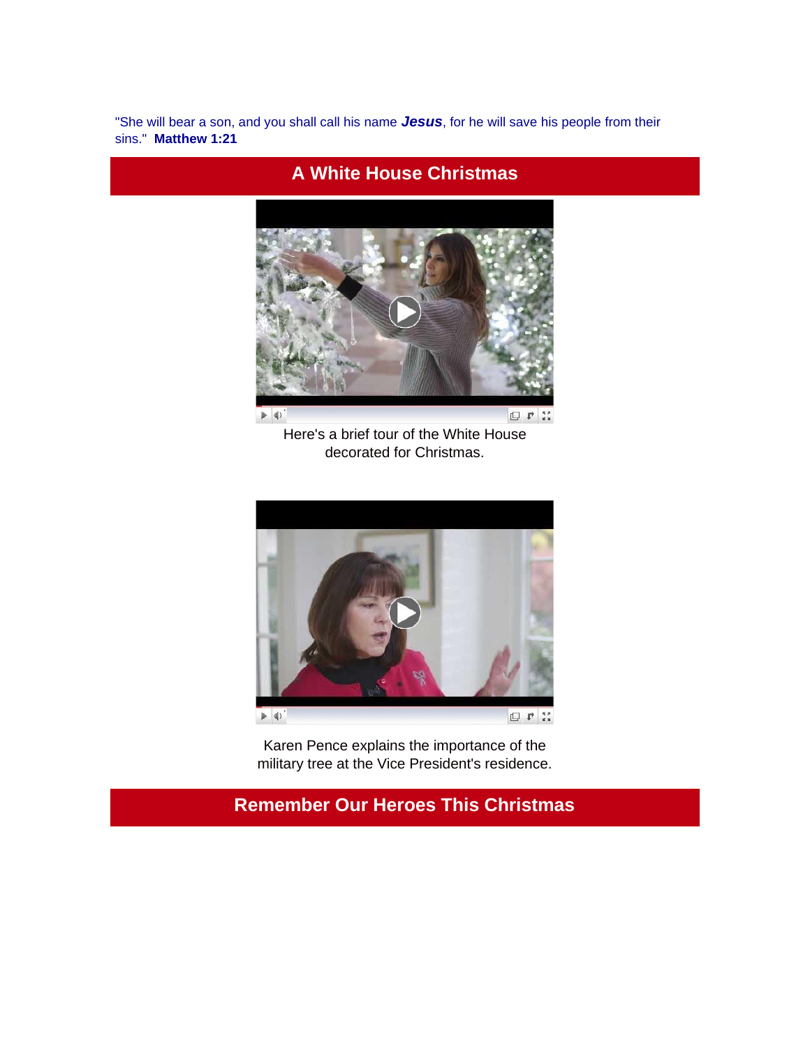"She will bear a son, and you shall call his name ***Jesus***, for he will save his people from their sins." **Matthew 1:21**

## A White House Christmas

Here's a brief tour of the White House decorated for Christmas.

Karen Pence explains the importance of the military tree at the Vice President's residence.

## Remember Our Heroes This Christmas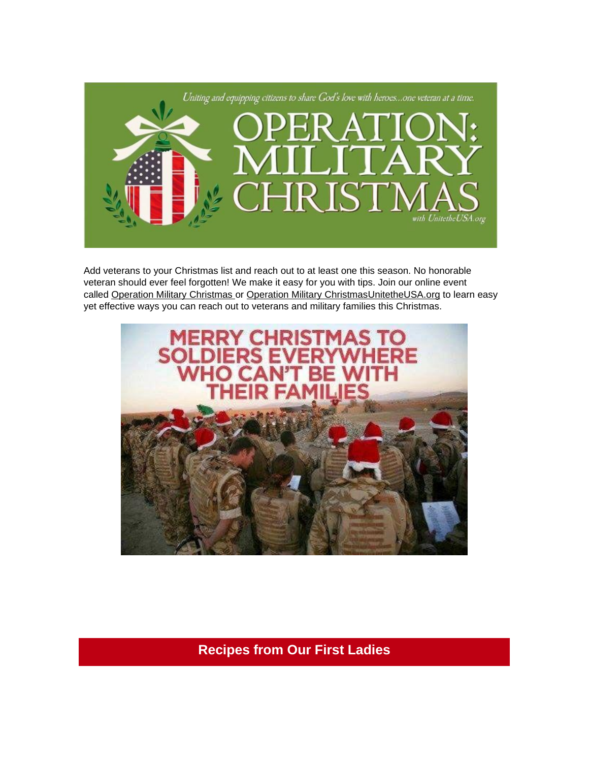Add veterans to your Christmas list and reach out to at least one this season. No honorable veteran should ever feel forgotten! We make it easy for you with tips. Join our online event called Operation Military Christmas or Operation Military ChristmasUnitetheUSA.org to learn easy yet effective ways you can reach out to veterans and military families this Christmas.

## Recipes from Our First Ladies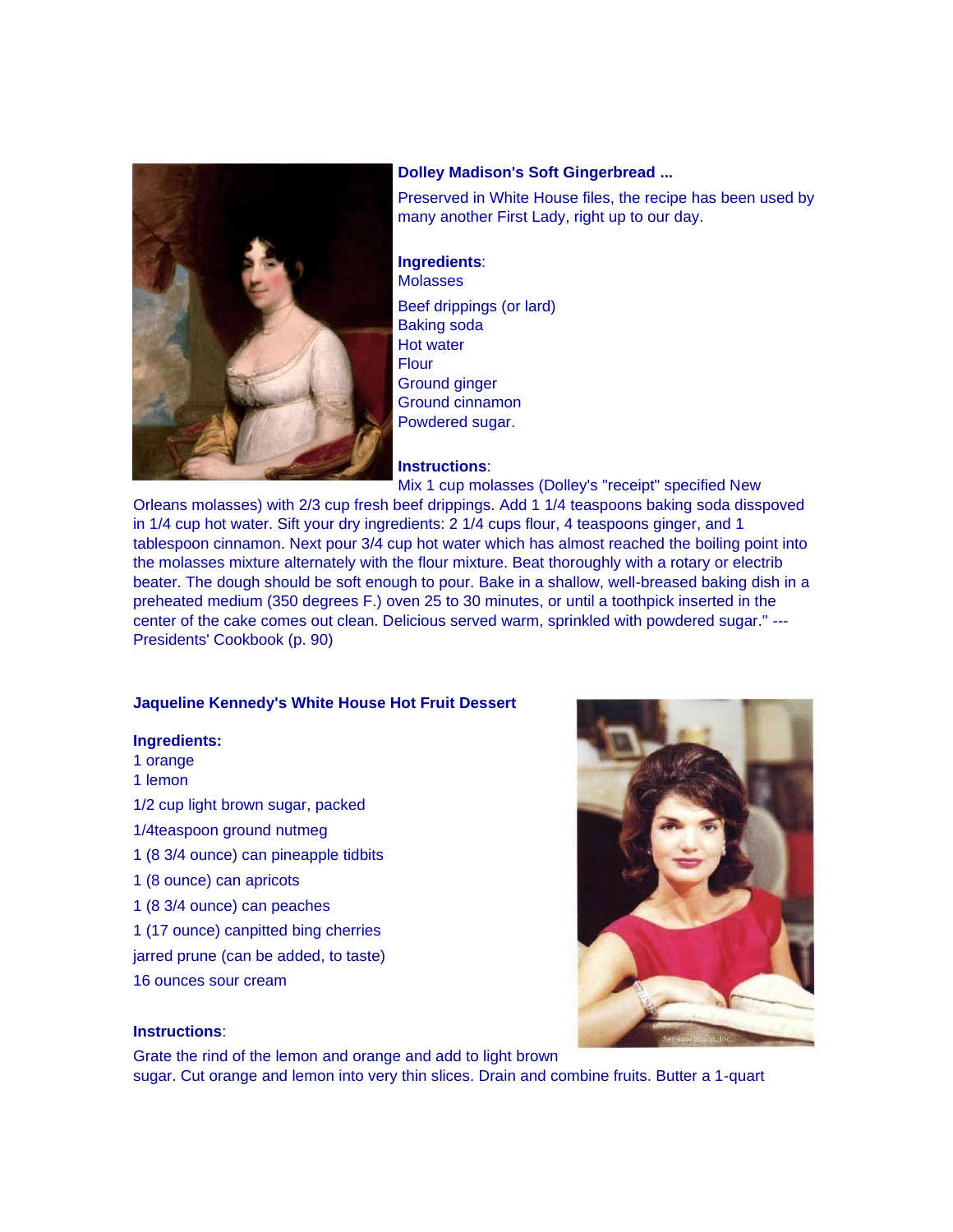**Dolley Madison's Soft Gingerbread ...**

Preserved in White House files, the recipe has been used by many another First Lady, right up to our day.

**Ingredients**:
Molasses
Beef drippings (or lard)
Baking soda
Hot water
Flour
Ground ginger
Ground cinnamon
Powdered sugar.

**Instructions**:
Mix 1 cup molasses (Dolley's "receipt" specified New Orleans molasses) with 2/3 cup fresh beef drippings. Add 1 1/4 teaspoons baking soda disspoved in 1/4 cup hot water. Sift your dry ingredients: 2 1/4 cups flour, 4 teaspoons ginger, and 1 tablespoon cinnamon. Next pour 3/4 cup hot water which has almost reached the boiling point into the molasses mixture alternately with the flour mixture. Beat thoroughly with a rotary or electrib beater. The dough should be soft enough to pour. Bake in a shallow, well-breased baking dish in a preheated medium (350 degrees F.) oven 25 to 30 minutes, or until a toothpick inserted in the center of the cake comes out clean. Delicious served warm, sprinkled with powdered sugar." ---Presidents' Cookbook (p. 90)

**Jaqueline Kennedy's White House Hot Fruit Dessert**

**Ingredients:**
1 orange
1 lemon
1/2 cup light brown sugar, packed
1/4teaspoon ground nutmeg
1 (8 3/4 ounce) can pineapple tidbits
1 (8 ounce) can apricots
1 (8 3/4 ounce) can peaches
1 (17 ounce) canpitted bing cherries
jarred prune (can be added, to taste)
16 ounces sour cream

**Instructions**:
Grate the rind of the lemon and orange and add to light brown sugar. Cut orange and lemon into very thin slices. Drain and combine fruits. Butter a 1-quart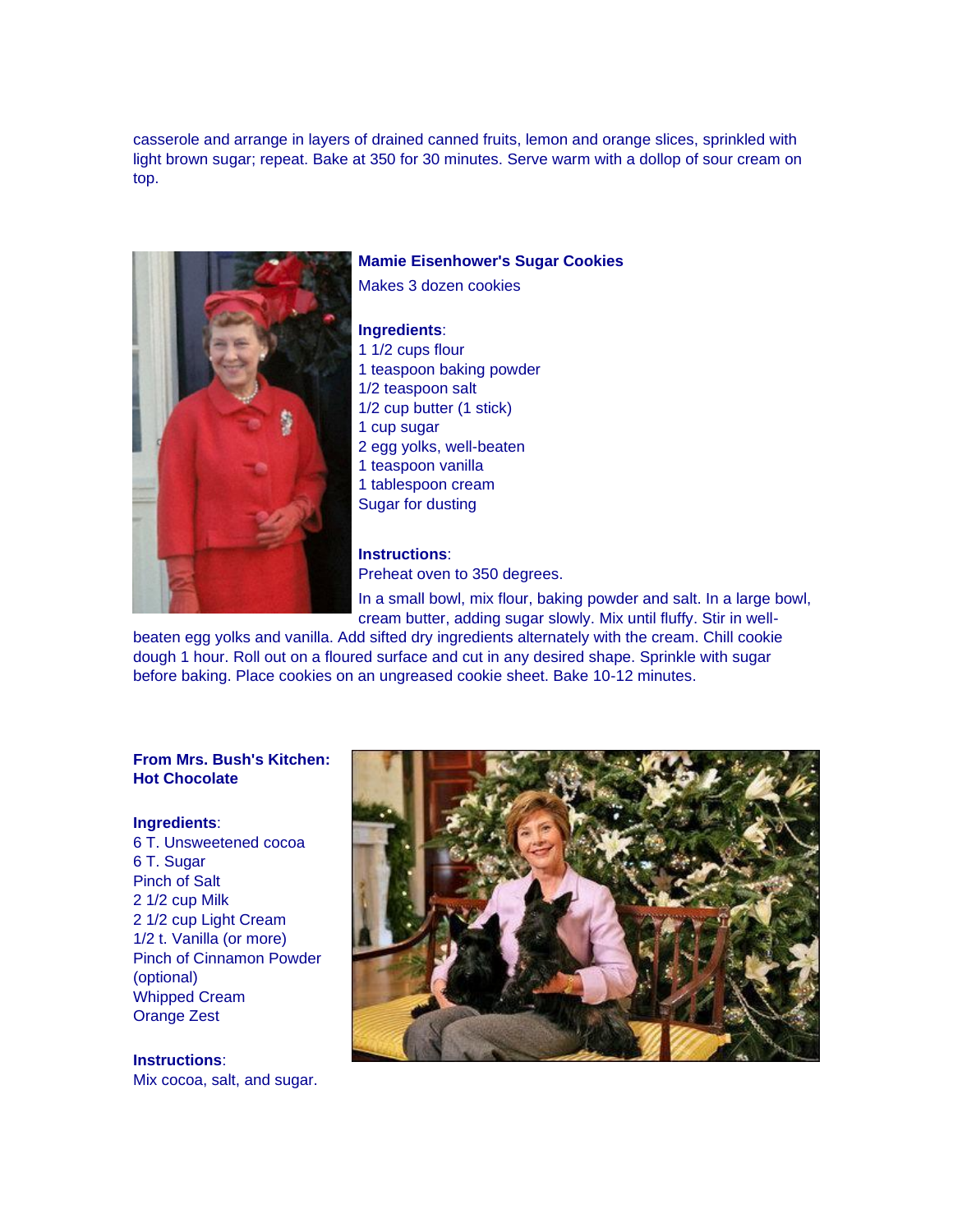casserole and arrange in layers of drained canned fruits, lemon and orange slices, sprinkled with light brown sugar; repeat. Bake at 350 for 30 minutes. Serve warm with a dollop of sour cream on top.

**Mamie Eisenhower's Sugar Cookies**

Makes 3 dozen cookies

**Ingredients**:
1 1/2 cups flour
1 teaspoon baking powder
1/2 teaspoon salt
1/2 cup butter (1 stick)
1 cup sugar
2 egg yolks, well-beaten
1 teaspoon vanilla
1 tablespoon cream
Sugar for dusting

**Instructions**:

Preheat oven to 350 degrees.

In a small bowl, mix flour, baking powder and salt. In a large bowl, cream butter, adding sugar slowly. Mix until fluffy. Stir in well-beaten egg yolks and vanilla. Add sifted dry ingredients alternately with the cream. Chill cookie dough 1 hour. Roll out on a floured surface and cut in any desired shape. Sprinkle with sugar before baking. Place cookies on an ungreased cookie sheet. Bake 10-12 minutes.

**From Mrs. Bush's Kitchen: Hot Chocolate**

**Ingredients**:
6 T. Unsweetened cocoa
6 T. Sugar
Pinch of Salt
2 1/2 cup Milk
2 1/2 cup Light Cream
1/2 t. Vanilla (or more)
Pinch of Cinnamon Powder (optional)
Whipped Cream
Orange Zest

**Instructions**:

Mix cocoa, salt, and sugar.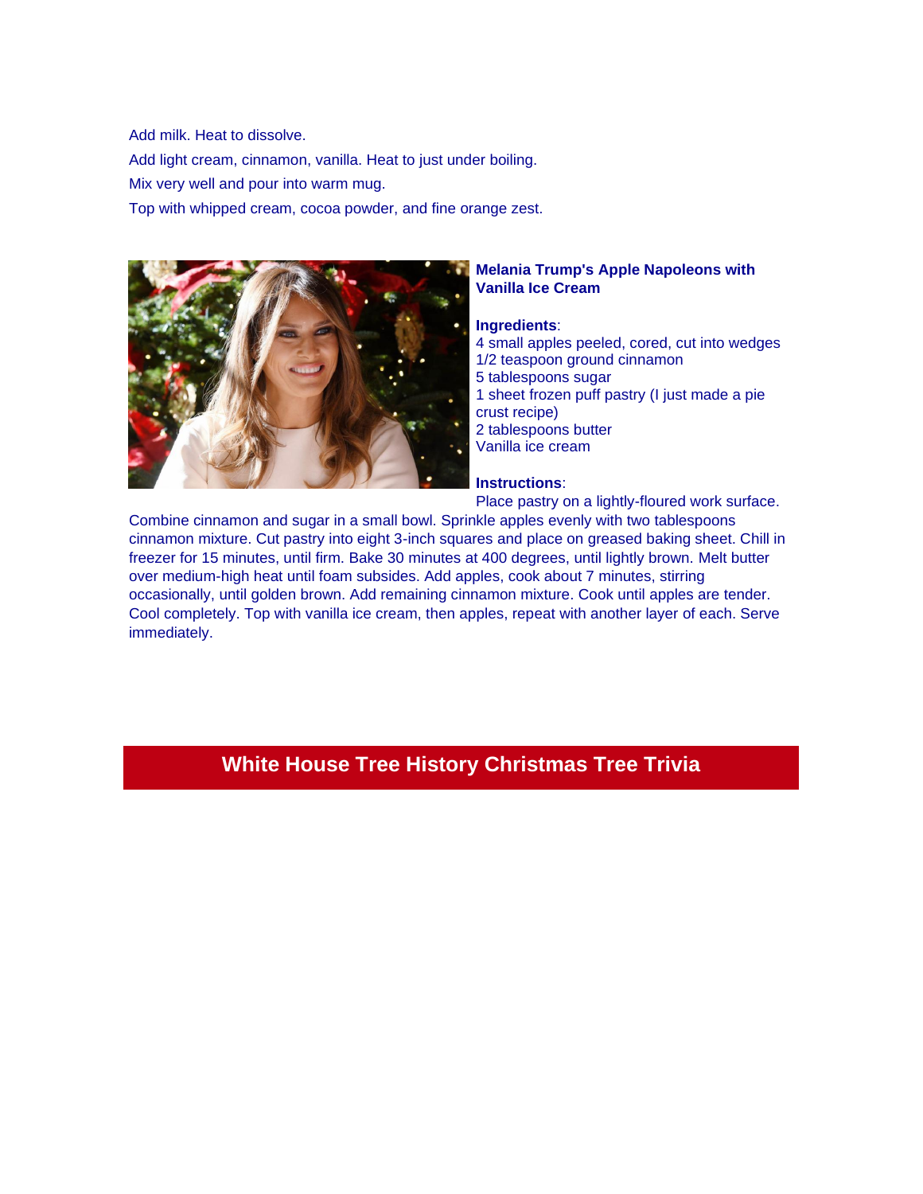Add milk. Heat to dissolve.

Add light cream, cinnamon, vanilla. Heat to just under boiling.

Mix very well and pour into warm mug.

Top with whipped cream, cocoa powder, and fine orange zest.

**Melania Trump's Apple Napoleons with Vanilla Ice Cream**

**Ingredients**:

4 small apples peeled, cored, cut into wedges
1/2 teaspoon ground cinnamon
5 tablespoons sugar
1 sheet frozen puff pastry (I just made a pie crust recipe)
2 tablespoons butter
Vanilla ice cream

**Instructions**:

Place pastry on a lightly-floured work surface. Combine cinnamon and sugar in a small bowl. Sprinkle apples evenly with two tablespoons cinnamon mixture. Cut pastry into eight 3-inch squares and place on greased baking sheet. Chill in freezer for 15 minutes, until firm. Bake 30 minutes at 400 degrees, until lightly brown. Melt butter over medium-high heat until foam subsides. Add apples, cook about 7 minutes, stirring occasionally, until golden brown. Add remaining cinnamon mixture. Cook until apples are tender. Cool completely. Top with vanilla ice cream, then apples, repeat with another layer of each. Serve immediately.

## White House Tree History Christmas Tree Trivia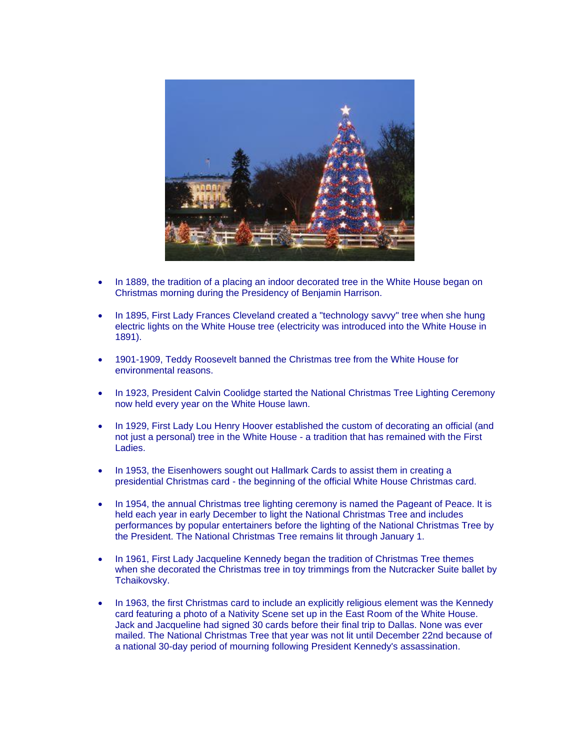- In 1889, the tradition of a placing an indoor decorated tree in the White House began on Christmas morning during the Presidency of Benjamin Harrison.

- In 1895, First Lady Frances Cleveland created a "technology savvy" tree when she hung electric lights on the White House tree (electricity was introduced into the White House in 1891).

- 1901-1909, Teddy Roosevelt banned the Christmas tree from the White House for environmental reasons.

- In 1923, President Calvin Coolidge started the National Christmas Tree Lighting Ceremony now held every year on the White House lawn.

- In 1929, First Lady Lou Henry Hoover established the custom of decorating an official (and not just a personal) tree in the White House - a tradition that has remained with the First Ladies.

- In 1953, the Eisenhowers sought out Hallmark Cards to assist them in creating a presidential Christmas card - the beginning of the official White House Christmas card.

- In 1954, the annual Christmas tree lighting ceremony is named the Pageant of Peace. It is held each year in early December to light the National Christmas Tree and includes performances by popular entertainers before the lighting of the National Christmas Tree by the President. The National Christmas Tree remains lit through January 1.

- In 1961, First Lady Jacqueline Kennedy began the tradition of Christmas Tree themes when she decorated the Christmas tree in toy trimmings from the Nutcracker Suite ballet by Tchaikovsky.

- In 1963, the first Christmas card to include an explicitly religious element was the Kennedy card featuring a photo of a Nativity Scene set up in the East Room of the White House. Jack and Jacqueline had signed 30 cards before their final trip to Dallas. None was ever mailed. The National Christmas Tree that year was not lit until December 22nd because of a national 30-day period of mourning following President Kennedy's assassination.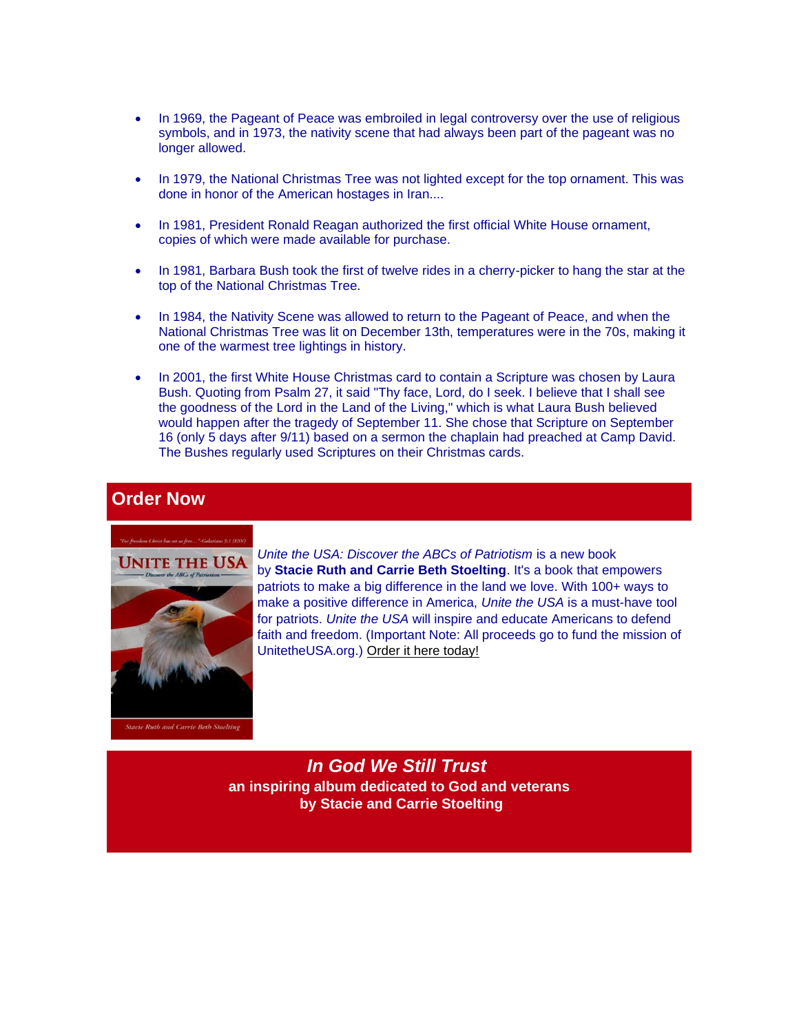- In 1969, the Pageant of Peace was embroiled in legal controversy over the use of religious symbols, and in 1973, the nativity scene that had always been part of the pageant was no longer allowed.
- In 1979, the National Christmas Tree was not lighted except for the top ornament. This was done in honor of the American hostages in Iran....
- In 1981, President Ronald Reagan authorized the first official White House ornament, copies of which were made available for purchase.
- In 1981, Barbara Bush took the first of twelve rides in a cherry-picker to hang the star at the top of the National Christmas Tree.
- In 1984, the Nativity Scene was allowed to return to the Pageant of Peace, and when the National Christmas Tree was lit on December 13th, temperatures were in the 70s, making it one of the warmest tree lightings in history.
- In 2001, the first White House Christmas card to contain a Scripture was chosen by Laura Bush. Quoting from Psalm 27, it said "Thy face, Lord, do I seek. I believe that I shall see the goodness of the Lord in the Land of the Living," which is what Laura Bush believed would happen after the tragedy of September 11. She chose that Scripture on September 16 (only 5 days after 9/11) based on a sermon the chaplain had preached at Camp David. The Bushes regularly used Scriptures on their Christmas cards.

## Order Now

*Unite the USA: Discover the ABCs of Patriotism* is a new book by **Stacie Ruth and Carrie Beth Stoelting**. It's a book that empowers patriots to make a big difference in the land we love. With 100+ ways to make a positive difference in America, *Unite the USA* is a must-have tool for patriots. *Unite the USA* will inspire and educate Americans to defend faith and freedom. (Important Note: All proceeds go to fund the mission of UnitetheUSA.org.) Order it here today!

## *In God We Still Trust*

**an inspiring album dedicated to God and veterans**
**by Stacie and Carrie Stoelting**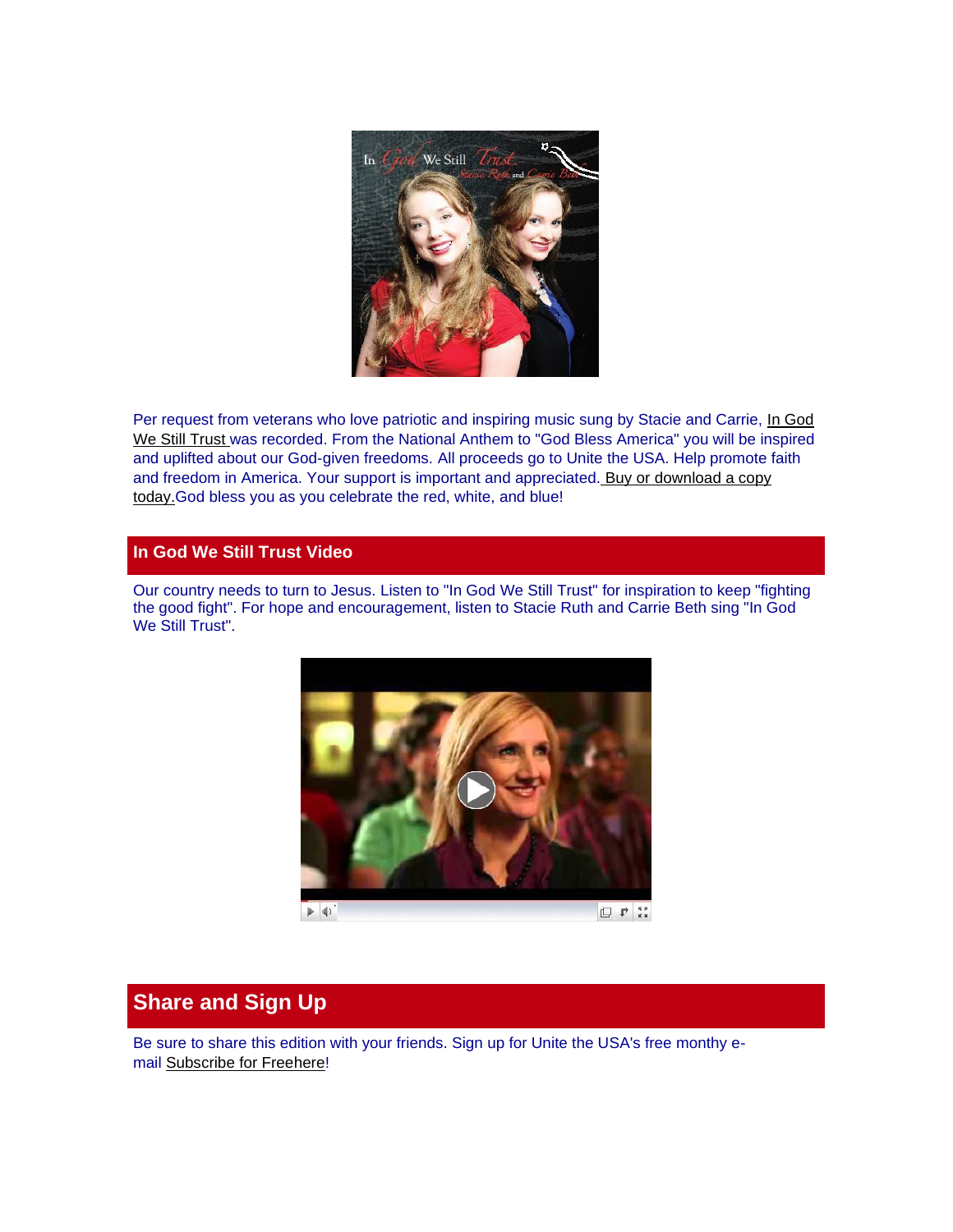Per request from veterans who love patriotic and inspiring music sung by Stacie and Carrie, In God We Still Trust was recorded. From the National Anthem to "God Bless America" you will be inspired and uplifted about our God-given freedoms. All proceeds go to Unite the USA. Help promote faith and freedom in America. Your support is important and appreciated. Buy or download a copy today. God bless you as you celebrate the red, white, and blue!

### In God We Still Trust Video

Our country needs to turn to Jesus. Listen to "In God We Still Trust" for inspiration to keep "fighting the good fight". For hope and encouragement, listen to Stacie Ruth and Carrie Beth sing "In God We Still Trust".

## Share and Sign Up

Be sure to share this edition with your friends. Sign up for Unite the USA's free monthy e-mail Subscribe for Freehere!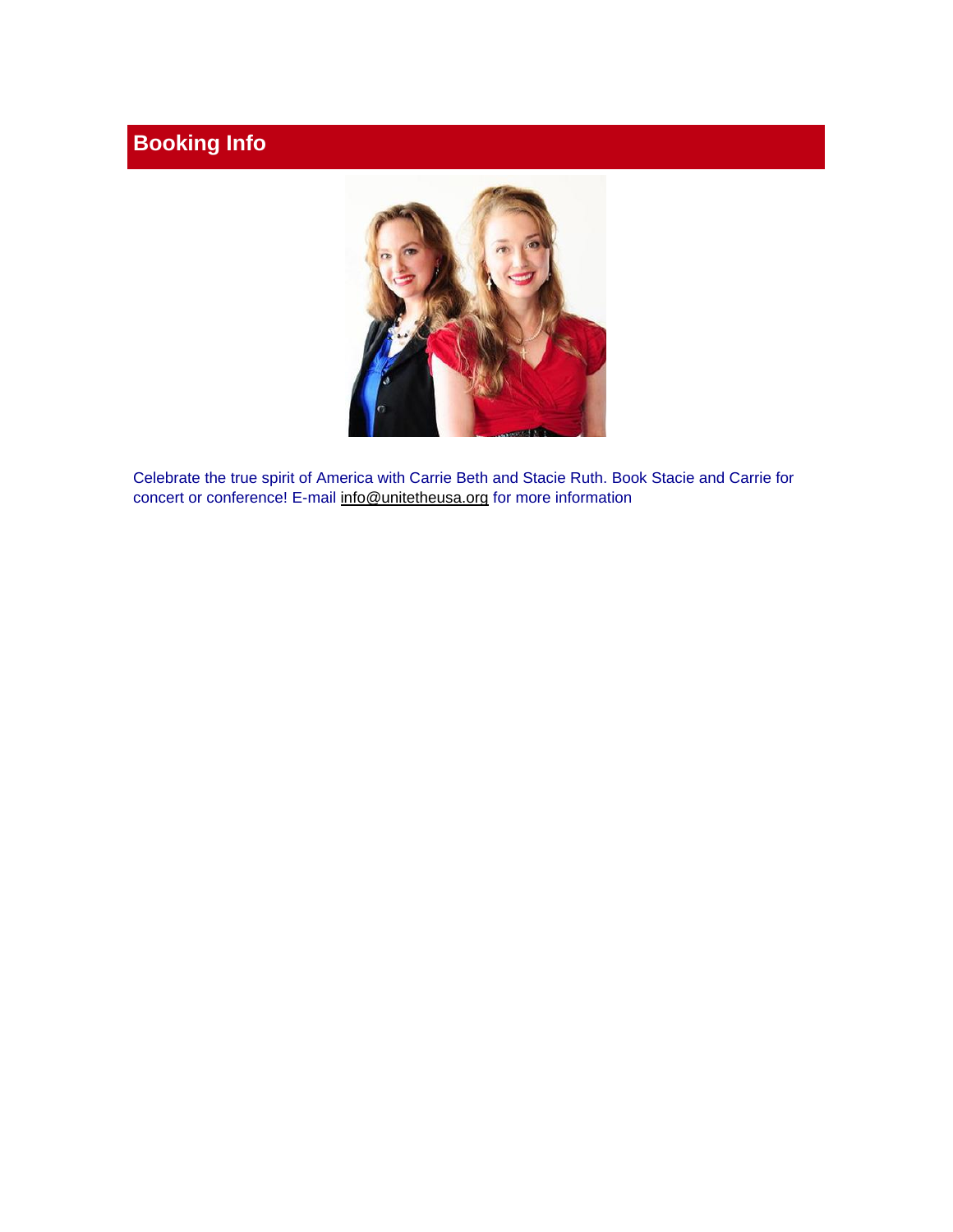## Booking Info

Celebrate the true spirit of America with Carrie Beth and Stacie Ruth. Book Stacie and Carrie for concert or conference! E-mail info@unitetheusa.org for more information